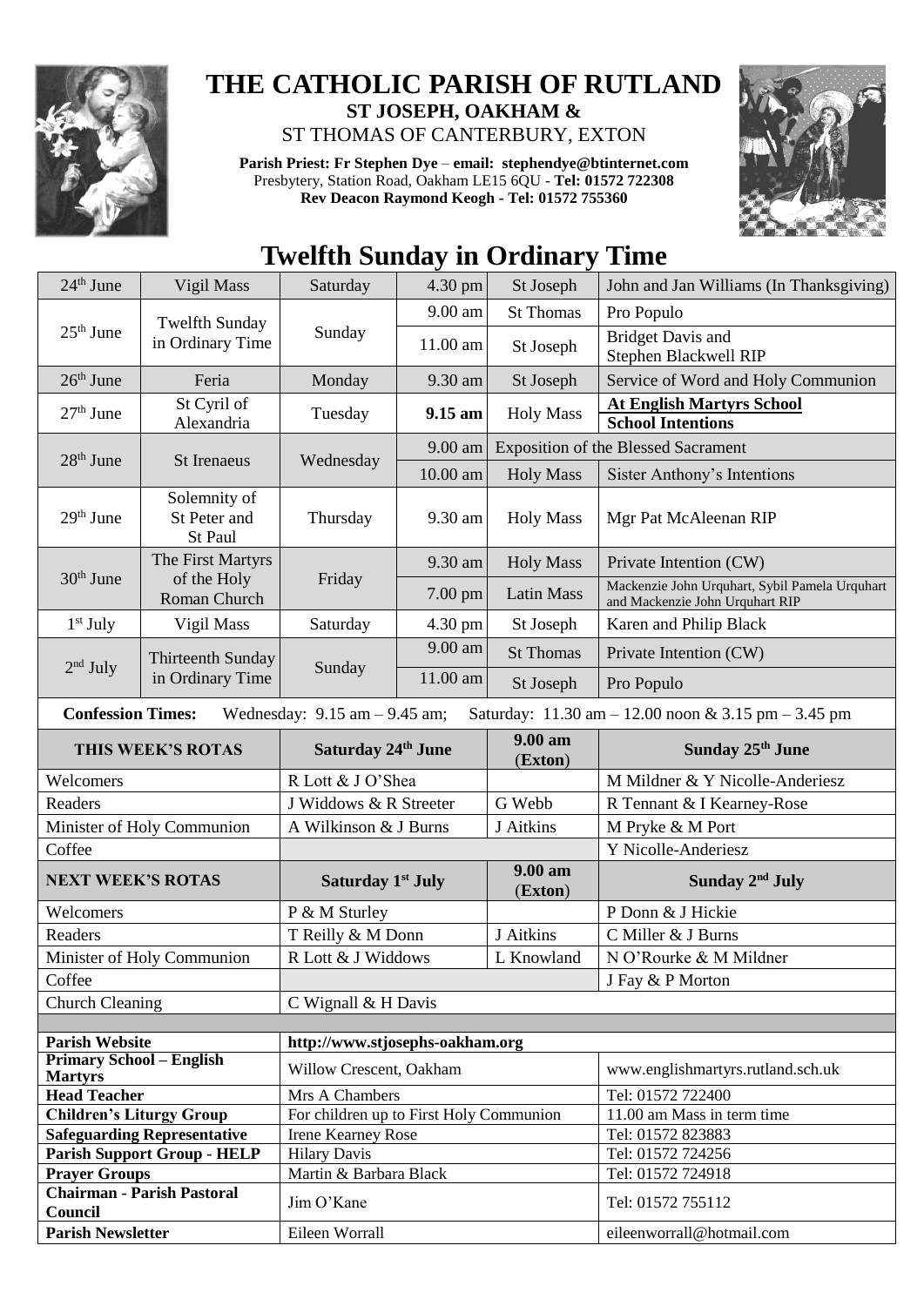# THE CATHOLIC PARISH OF RUTLAND

**ST JOSEPH, OAKHAM &**

ST THOMAS OF CANTERBURY, EXTON

**Parish Priest: Fr Stephen Dye** – **email: stephendye@btinternet.com**
Presbytery, Station Road, Oakham LE15 6QU - **Tel: 01572 722308**
**Rev Deacon Raymond Keogh - Tel: 01572 755360**

## Twelfth Sunday in Ordinary Time

| Date | Day/Feast | Day | Time | Place/Service | Intention |
|---|---|---|---|---|---|
| 24th June | Vigil Mass | Saturday | 4.30 pm | St Joseph | John and Jan Williams (In Thanksgiving) |
| 25th June | Twelfth Sunday in Ordinary Time | Sunday | 9.00 am | St Thomas | Pro Populo |
| | | | 11.00 am | St Joseph | Bridget Davis and Stephen Blackwell RIP |
| 26th June | Feria | Monday | 9.30 am | St Joseph | Service of Word and Holy Communion |
| 27th June | St Cyril of Alexandria | Tuesday | **9.15 am** | Holy Mass | **At English Martyrs School** **School Intentions** |
| 28th June | St Irenaeus | Wednesday | 9.00 am | Exposition of the Blessed Sacrament | |
| | | | 10.00 am | Holy Mass | Sister Anthony's Intentions |
| 29th June | Solemnity of St Peter and St Paul | Thursday | 9.30 am | Holy Mass | Mgr Pat McAleenan RIP |
| 30th June | The First Martyrs of the Holy Roman Church | Friday | 9.30 am | Holy Mass | Private Intention (CW) |
| | | | 7.00 pm | Latin Mass | Mackenzie John Urquhart, Sybil Pamela Urquhart and Mackenzie John Urquhart RIP |
| 1st July | Vigil Mass | Saturday | 4.30 pm | St Joseph | Karen and Philip Black |
| 2nd July | Thirteenth Sunday in Ordinary Time | Sunday | 9.00 am | St Thomas | Private Intention (CW) |
| | | | 11.00 am | St Joseph | Pro Populo |

**Confession Times:** Wednesday: 9.15 am – 9.45 am; Saturday: 11.30 am – 12.00 noon & 3.15 pm – 3.45 pm

| THIS WEEK'S ROTAS | Saturday 24th June | 9.00 am (Exton) | Sunday 25th June |
|---|---|---|---|
| Welcomers | R Lott & J O'Shea | | M Mildner & Y Nicolle-Anderiesz |
| Readers | J Widdows & R Streeter | G Webb | R Tennant & I Kearney-Rose |
| Minister of Holy Communion | A Wilkinson & J Burns | J Aitkins | M Pryke & M Port |
| Coffee | | | Y Nicolle-Anderiesz |
| **NEXT WEEK'S ROTAS** | **Saturday 1st July** | **9.00 am (Exton)** | **Sunday 2nd July** |
| Welcomers | P & M Sturley | | P Donn & J Hickie |
| Readers | T Reilly & M Donn | J Aitkins | C Miller & J Burns |
| Minister of Holy Communion | R Lott & J Widdows | L Knowland | N O'Rourke & M Mildner |
| Coffee | | | J Fay & P Morton |
| Church Cleaning | C Wignall & H Davis | | |

| | | |
|---|---|---|
| **Parish Website** | http://www.stjosephs-oakham.org | |
| **Primary School – English Martyrs** | Willow Crescent, Oakham | www.englishmartyrs.rutland.sch.uk |
| **Head Teacher** | Mrs A Chambers | Tel: 01572 722400 |
| **Children's Liturgy Group** | For children up to First Holy Communion | 11.00 am Mass in term time |
| **Safeguarding Representative** | Irene Kearney Rose | Tel: 01572 823883 |
| **Parish Support Group - HELP** | Hilary Davis | Tel: 01572 724256 |
| **Prayer Groups** | Martin & Barbara Black | Tel: 01572 724918 |
| **Chairman - Parish Pastoral Council** | Jim O'Kane | Tel: 01572 755112 |
| **Parish Newsletter** | Eileen Worrall | eileenworrall@hotmail.com |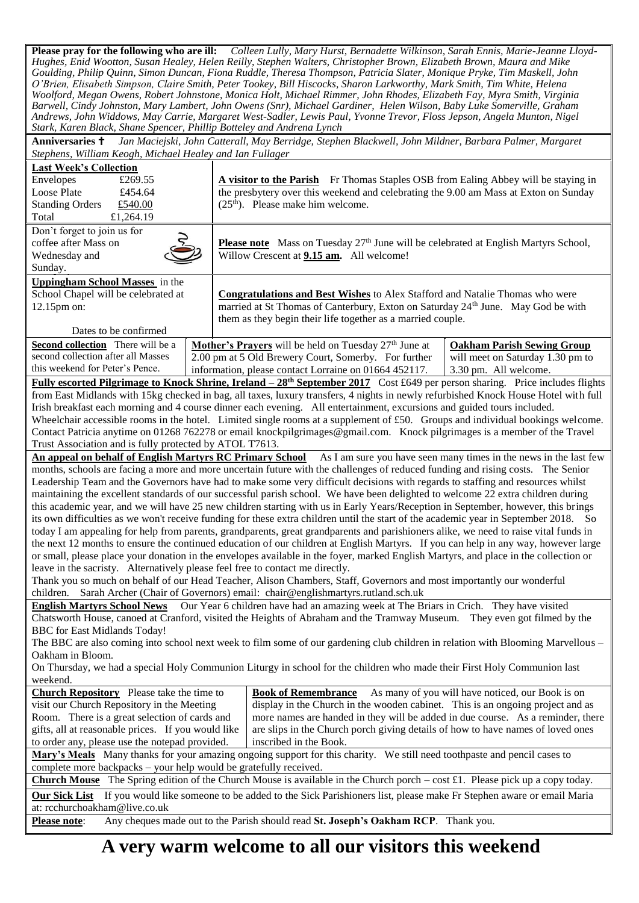**Please pray for the following who are ill:** *Colleen Lully, Mary Hurst, Bernadette Wilkinson, Sarah Ennis, Marie-Jeanne Lloyd-Hughes, Enid Wootton, Susan Healey, Helen Reilly, Stephen Walters, Christopher Brown, Elizabeth Brown, Maura and Mike Goulding, Philip Quinn, Simon Duncan, Fiona Ruddle, Theresa Thompson, Patricia Slater, Monique Pryke, Tim Maskell, John O'Brien, Elisabeth Simpson, Claire Smith, Peter Tookey, Bill Hiscocks, Sharon Larkworthy, Mark Smith, Tim White, Helena Woolford, Megan Owens, Robert Johnstone, Monica Holt, Michael Rimmer, John Rhodes, Elizabeth Fay, Myra Smith, Virginia Barwell, Cindy Johnston, Mary Lambert, John Owens (Snr), Michael Gardiner, Helen Wilson, Baby Luke Somerville, Graham Andrews, John Widdows, May Carrie, Margaret West-Sadler, Lewis Paul, Yvonne Trevor, Floss Jepson, Angela Munton, Nigel Stark, Karen Black, Shane Spencer, Phillip Botteley and Andrena Lynch*

**Anniversaries ✝** *Jan Maciejski, John Catterall, May Berridge, Stephen Blackwell, John Mildner, Barbara Palmer, Margaret Stephens, William Keogh, Michael Healey and Ian Fullager*

**Last Week's Collection**

| | |
|---|---|
| Envelopes | £269.55 |
| Loose Plate | £454.64 |
| Standing Orders | £540.00 |
| Total | £1,264.19 |

**A visitor to the Parish** Fr Thomas Staples OSB from Ealing Abbey will be staying in the presbytery over this weekend and celebrating the 9.00 am Mass at Exton on Sunday (25th). Please make him welcome.

Don't forget to join us for coffee after Mass on Wednesday and Sunday.

**Please note** Mass on Tuesday 27th June will be celebrated at English Martyrs School, Willow Crescent at **9.15 am**. All welcome!

**Uppingham School Masses** in the School Chapel will be celebrated at 12.15pm on:

Dates to be confirmed

**Congratulations and Best Wishes** to Alex Stafford and Natalie Thomas who were married at St Thomas of Canterbury, Exton on Saturday 24th June. May God be with them as they begin their life together as a married couple.

**Second collection** There will be a second collection after all Masses this weekend for Peter's Pence.

**Mother's Prayers** will be held on Tuesday 27th June at 2.00 pm at 5 Old Brewery Court, Somerby. For further information, please contact Lorraine on 01664 452117.

**Oakham Parish Sewing Group** will meet on Saturday 1.30 pm to 3.30 pm. All welcome.

**Fully escorted Pilgrimage to Knock Shrine, Ireland – 28th September 2017** Cost £649 per person sharing. Price includes flights from East Midlands with 15kg checked in bag, all taxes, luxury transfers, 4 nights in newly refurbished Knock House Hotel with full Irish breakfast each morning and 4 course dinner each evening. All entertainment, excursions and guided tours included. Wheelchair accessible rooms in the hotel. Limited single rooms at a supplement of £50. Groups and individual bookings welcome. Contact Patricia anytime on 01268 762278 or email knockpilgrimages@gmail.com. Knock pilgrimages is a member of the Travel Trust Association and is fully protected by ATOL T7613.

**An appeal on behalf of English Martyrs RC Primary School** As I am sure you have seen many times in the news in the last few months, schools are facing a more and more uncertain future with the challenges of reduced funding and rising costs. The Senior Leadership Team and the Governors have had to make some very difficult decisions with regards to staffing and resources whilst maintaining the excellent standards of our successful parish school. We have been delighted to welcome 22 extra children during this academic year, and we will have 25 new children starting with us in Early Years/Reception in September, however, this brings its own difficulties as we won't receive funding for these extra children until the start of the academic year in September 2018. So today I am appealing for help from parents, grandparents, great grandparents and parishioners alike, we need to raise vital funds in the next 12 months to ensure the continued education of our children at English Martyrs. If you can help in any way, however large or small, please place your donation in the envelopes available in the foyer, marked English Martyrs, and place in the collection or leave in the sacristy. Alternatively please feel free to contact me directly.

Thank you so much on behalf of our Head Teacher, Alison Chambers, Staff, Governors and most importantly our wonderful children. Sarah Archer (Chair of Governors) email: chair@englishmartyrs.rutland.sch.uk

**English Martyrs School News** Our Year 6 children have had an amazing week at The Briars in Crich. They have visited Chatsworth House, canoed at Cranford, visited the Heights of Abraham and the Tramway Museum. They even got filmed by the BBC for East Midlands Today!

The BBC are also coming into school next week to film some of our gardening club children in relation with Blooming Marvellous – Oakham in Bloom.

On Thursday, we had a special Holy Communion Liturgy in school for the children who made their First Holy Communion last weekend.

**Church Repository** Please take the time to visit our Church Repository in the Meeting Room. There is a great selection of cards and gifts, all at reasonable prices. If you would like to order any, please use the notepad provided.

**Book of Remembrance** As many of you will have noticed, our Book is on display in the Church in the wooden cabinet. This is an ongoing project and as more names are handed in they will be added in due course. As a reminder, there are slips in the Church porch giving details of how to have names of loved ones inscribed in the Book.

**Mary's Meals** Many thanks for your amazing ongoing support for this charity. We still need toothpaste and pencil cases to complete more backpacks – your help would be gratefully received.

**Church Mouse** The Spring edition of the Church Mouse is available in the Church porch – cost £1. Please pick up a copy today.

**Our Sick List** If you would like someone to be added to the Sick Parishioners list, please make Fr Stephen aware or email Maria at: rcchurchoakham@live.co.uk

**Please note**: Any cheques made out to the Parish should read **St. Joseph's Oakham RCP**. Thank you.

# A very warm welcome to all our visitors this weekend